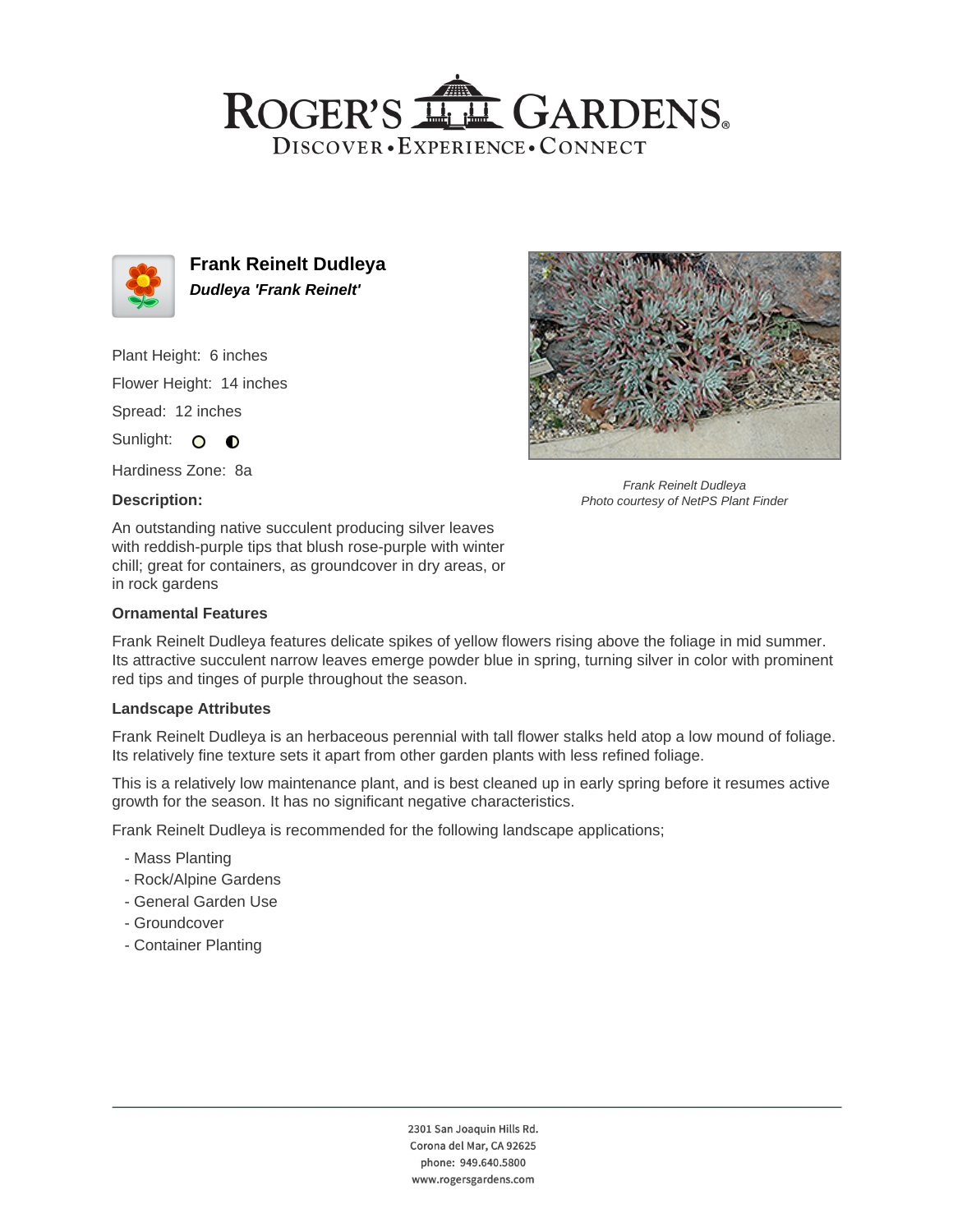# Frank Reinelt Dudleya

***Dudleya 'Frank Reinelt'***

Plant Height: 6 inches

Flower Height: 14 inches

Spread: 12 inches

Sunlight: ○ ◐

Hardiness Zone: 8a

*Frank Reinelt Dudleya*
*Photo courtesy of NetPS Plant Finder*

**Description:**

An outstanding native succulent producing silver leaves with reddish-purple tips that blush rose-purple with winter chill; great for containers, as groundcover in dry areas, or in rock gardens

**Ornamental Features**

Frank Reinelt Dudleya features delicate spikes of yellow flowers rising above the foliage in mid summer. Its attractive succulent narrow leaves emerge powder blue in spring, turning silver in color with prominent red tips and tinges of purple throughout the season.

**Landscape Attributes**

Frank Reinelt Dudleya is an herbaceous perennial with tall flower stalks held atop a low mound of foliage. Its relatively fine texture sets it apart from other garden plants with less refined foliage.

This is a relatively low maintenance plant, and is best cleaned up in early spring before it resumes active growth for the season. It has no significant negative characteristics.

Frank Reinelt Dudleya is recommended for the following landscape applications;

- Mass Planting
- Rock/Alpine Gardens
- General Garden Use
- Groundcover
- Container Planting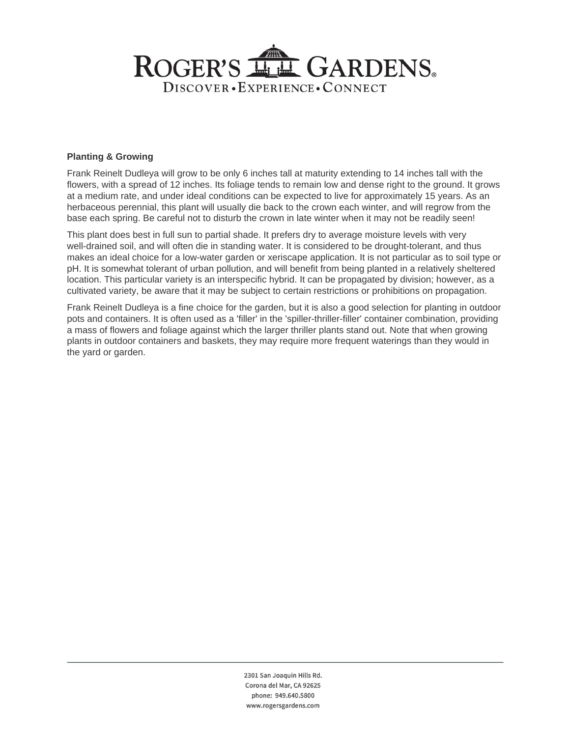## Planting & Growing

Frank Reinelt Dudleya will grow to be only 6 inches tall at maturity extending to 14 inches tall with the flowers, with a spread of 12 inches. Its foliage tends to remain low and dense right to the ground. It grows at a medium rate, and under ideal conditions can be expected to live for approximately 15 years. As an herbaceous perennial, this plant will usually die back to the crown each winter, and will regrow from the base each spring. Be careful not to disturb the crown in late winter when it may not be readily seen!

This plant does best in full sun to partial shade. It prefers dry to average moisture levels with very well-drained soil, and will often die in standing water. It is considered to be drought-tolerant, and thus makes an ideal choice for a low-water garden or xeriscape application. It is not particular as to soil type or pH. It is somewhat tolerant of urban pollution, and will benefit from being planted in a relatively sheltered location. This particular variety is an interspecific hybrid. It can be propagated by division; however, as a cultivated variety, be aware that it may be subject to certain restrictions or prohibitions on propagation.

Frank Reinelt Dudleya is a fine choice for the garden, but it is also a good selection for planting in outdoor pots and containers. It is often used as a 'filler' in the 'spiller-thriller-filler' container combination, providing a mass of flowers and foliage against which the larger thriller plants stand out. Note that when growing plants in outdoor containers and baskets, they may require more frequent waterings than they would in the yard or garden.